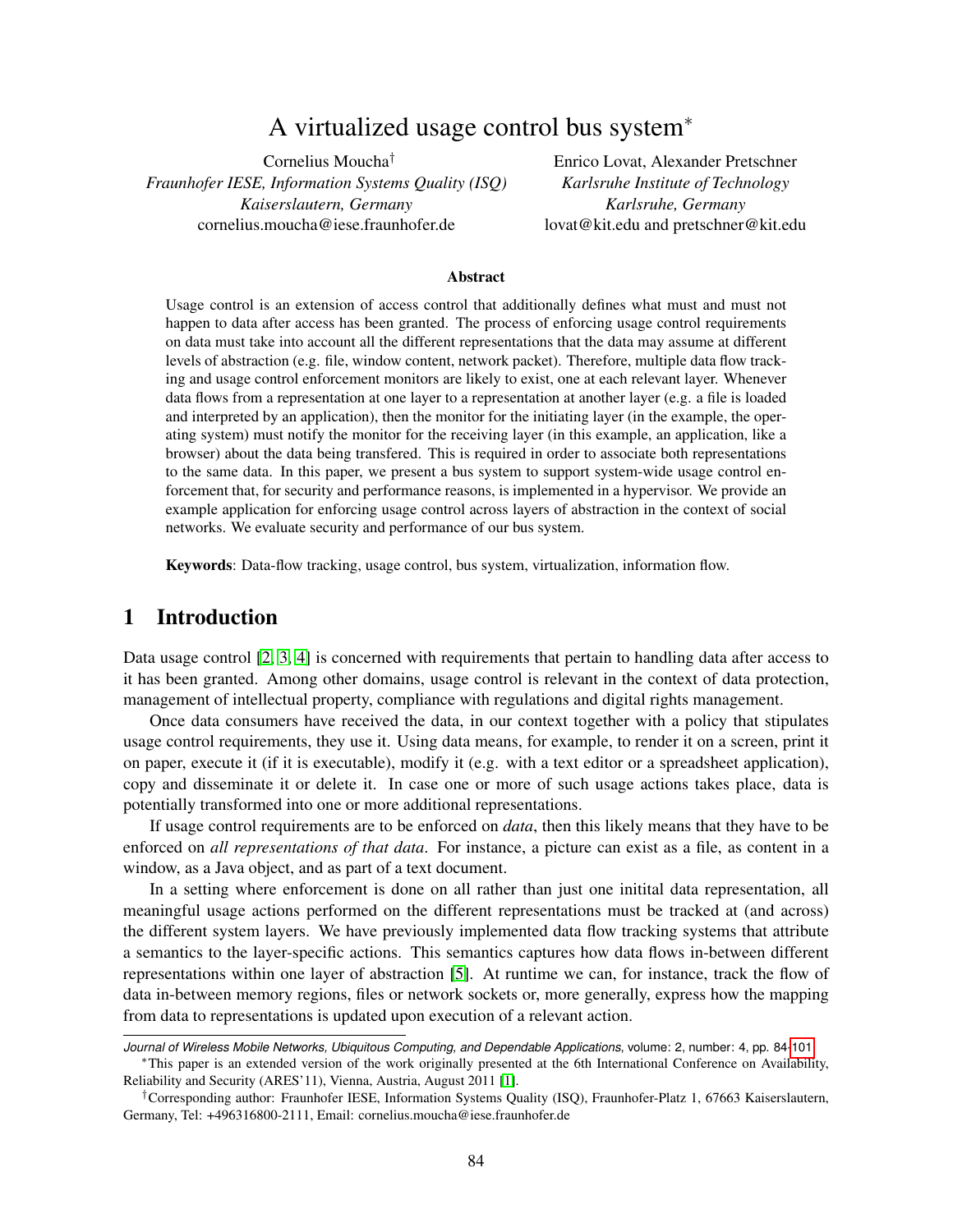# A virtualized usage control bus system*

Cornelius Moucha†
*Fraunhofer IESE, Information Systems Quality (ISQ)*
*Kaiserslautern, Germany*
cornelius.moucha@iese.fraunhofer.de

Enrico Lovat, Alexander Pretschner
*Karlsruhe Institute of Technology*
*Karlsruhe, Germany*
lovat@kit.edu and pretschner@kit.edu

### Abstract

Usage control is an extension of access control that additionally defines what must and must not happen to data after access has been granted. The process of enforcing usage control requirements on data must take into account all the different representations that the data may assume at different levels of abstraction (e.g. file, window content, network packet). Therefore, multiple data flow tracking and usage control enforcement monitors are likely to exist, one at each relevant layer. Whenever data flows from a representation at one layer to a representation at another layer (e.g. a file is loaded and interpreted by an application), then the monitor for the initiating layer (in the example, the operating system) must notify the monitor for the receiving layer (in this example, an application, like a browser) about the data being transfered. This is required in order to associate both representations to the same data. In this paper, we present a bus system to support system-wide usage control enforcement that, for security and performance reasons, is implemented in a hypervisor. We provide an example application for enforcing usage control across layers of abstraction in the context of social networks. We evaluate security and performance of our bus system.

**Keywords**: Data-flow tracking, usage control, bus system, virtualization, information flow.

## 1 Introduction

Data usage control [2, 3, 4] is concerned with requirements that pertain to handling data after access to it has been granted. Among other domains, usage control is relevant in the context of data protection, management of intellectual property, compliance with regulations and digital rights management.

Once data consumers have received the data, in our context together with a policy that stipulates usage control requirements, they use it. Using data means, for example, to render it on a screen, print it on paper, execute it (if it is executable), modify it (e.g. with a text editor or a spreadsheet application), copy and disseminate it or delete it. In case one or more of such usage actions takes place, data is potentially transformed into one or more additional representations.

If usage control requirements are to be enforced on *data*, then this likely means that they have to be enforced on *all representations of that data*. For instance, a picture can exist as a file, as content in a window, as a Java object, and as part of a text document.

In a setting where enforcement is done on all rather than just one initial data representation, all meaningful usage actions performed on the different representations must be tracked at (and across) the different system layers. We have previously implemented data flow tracking systems that attribute a semantics to the layer-specific actions. This semantics captures how data flows in-between different representations within one layer of abstraction [5]. At runtime we can, for instance, track the flow of data in-between memory regions, files or network sockets or, more generally, express how the mapping from data to representations is updated upon execution of a relevant action.

---

*This paper is an extended version of the work originally presented at the 6th International Conference on Availability, Reliability and Security (ARES'11), Vienna, Austria, August 2011 [1].

†Corresponding author: Fraunhofer IESE, Information Systems Quality (ISQ), Fraunhofer-Platz 1, 67663 Kaiserslautern, Germany, Tel: +496316800-2111, Email: cornelius.moucha@iese.fraunhofer.de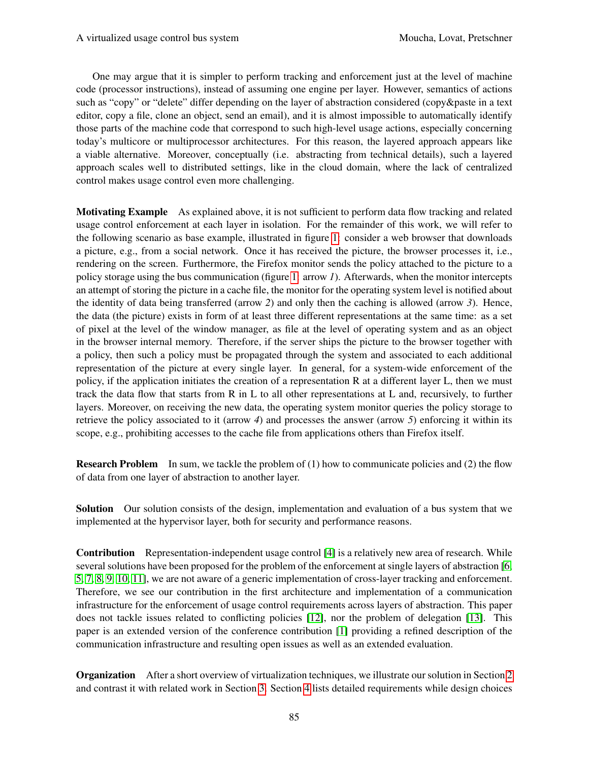One may argue that it is simpler to perform tracking and enforcement just at the level of machine code (processor instructions), instead of assuming one engine per layer. However, semantics of actions such as "copy" or "delete" differ depending on the layer of abstraction considered (copy&paste in a text editor, copy a file, clone an object, send an email), and it is almost impossible to automatically identify those parts of the machine code that correspond to such high-level usage actions, especially concerning today's multicore or multiprocessor architectures. For this reason, the layered approach appears like a viable alternative. Moreover, conceptually (i.e. abstracting from technical details), such a layered approach scales well to distributed settings, like in the cloud domain, where the lack of centralized control makes usage control even more challenging.

**Motivating Example** As explained above, it is not sufficient to perform data flow tracking and related usage control enforcement at each layer in isolation. For the remainder of this work, we will refer to the following scenario as base example, illustrated in figure 1: consider a web browser that downloads a picture, e.g., from a social network. Once it has received the picture, the browser processes it, i.e., rendering on the screen. Furthermore, the Firefox monitor sends the policy attached to the picture to a policy storage using the bus communication (figure 1: arrow *1*). Afterwards, when the monitor intercepts an attempt of storing the picture in a cache file, the monitor for the operating system level is notified about the identity of data being transferred (arrow *2*) and only then the caching is allowed (arrow *3*). Hence, the data (the picture) exists in form of at least three different representations at the same time: as a set of pixel at the level of the window manager, as file at the level of operating system and as an object in the browser internal memory. Therefore, if the server ships the picture to the browser together with a policy, then such a policy must be propagated through the system and associated to each additional representation of the picture at every single layer. In general, for a system-wide enforcement of the policy, if the application initiates the creation of a representation R at a different layer L, then we must track the data flow that starts from R in L to all other representations at L and, recursively, to further layers. Moreover, on receiving the new data, the operating system monitor queries the policy storage to retrieve the policy associated to it (arrow *4*) and processes the answer (arrow *5*) enforcing it within its scope, e.g., prohibiting accesses to the cache file from applications others than Firefox itself.

**Research Problem** In sum, we tackle the problem of (1) how to communicate policies and (2) the flow of data from one layer of abstraction to another layer.

**Solution** Our solution consists of the design, implementation and evaluation of a bus system that we implemented at the hypervisor layer, both for security and performance reasons.

**Contribution** Representation-independent usage control [4] is a relatively new area of research. While several solutions have been proposed for the problem of the enforcement at single layers of abstraction [6, 5, 7, 8, 9, 10, 11], we are not aware of a generic implementation of cross-layer tracking and enforcement. Therefore, we see our contribution in the first architecture and implementation of a communication infrastructure for the enforcement of usage control requirements across layers of abstraction. This paper does not tackle issues related to conflicting policies [12], nor the problem of delegation [13]. This paper is an extended version of the conference contribution [1] providing a refined description of the communication infrastructure and resulting open issues as well as an extended evaluation.

**Organization** After a short overview of virtualization techniques, we illustrate our solution in Section 2 and contrast it with related work in Section 3. Section 4 lists detailed requirements while design choices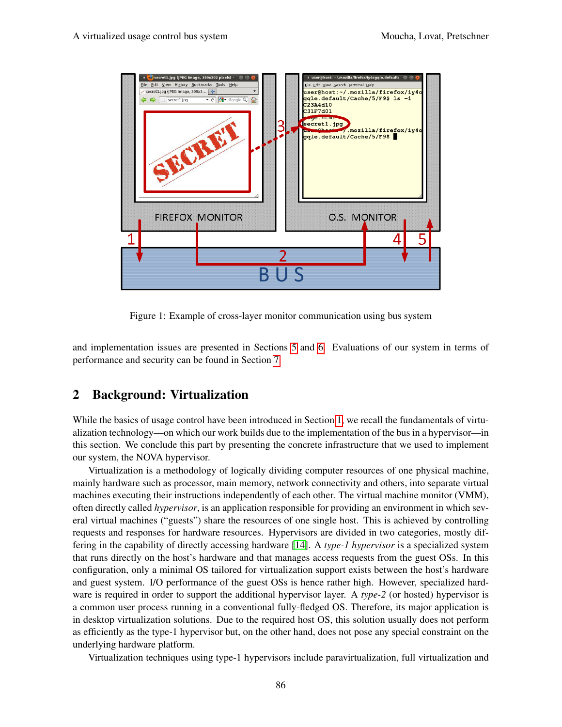Figure 1: Example of cross-layer monitor communication using bus system

and implementation issues are presented in Sections 5 and 6. Evaluations of our system in terms of performance and security can be found in Section 7.

## 2 Background: Virtualization

While the basics of usage control have been introduced in Section 1, we recall the fundamentals of virtualization technology—on which our work builds due to the implementation of the bus in a hypervisor—in this section. We conclude this part by presenting the concrete infrastructure that we used to implement our system, the NOVA hypervisor.

Virtualization is a methodology of logically dividing computer resources of one physical machine, mainly hardware such as processor, main memory, network connectivity and others, into separate virtual machines executing their instructions independently of each other. The virtual machine monitor (VMM), often directly called *hypervisor*, is an application responsible for providing an environment in which several virtual machines ("guests") share the resources of one single host. This is achieved by controlling requests and responses for hardware resources. Hypervisors are divided in two categories, mostly differing in the capability of directly accessing hardware [14]. A *type-1 hypervisor* is a specialized system that runs directly on the host's hardware and that manages access requests from the guest OSs. In this configuration, only a minimal OS tailored for virtualization support exists between the host's hardware and guest system. I/O performance of the guest OSs is hence rather high. However, specialized hardware is required in order to support the additional hypervisor layer. A *type-2* (or hosted) hypervisor is a common user process running in a conventional fully-fledged OS. Therefore, its major application is in desktop virtualization solutions. Due to the required host OS, this solution usually does not perform as efficiently as the type-1 hypervisor but, on the other hand, does not pose any special constraint on the underlying hardware platform.

Virtualization techniques using type-1 hypervisors include paravirtualization, full virtualization and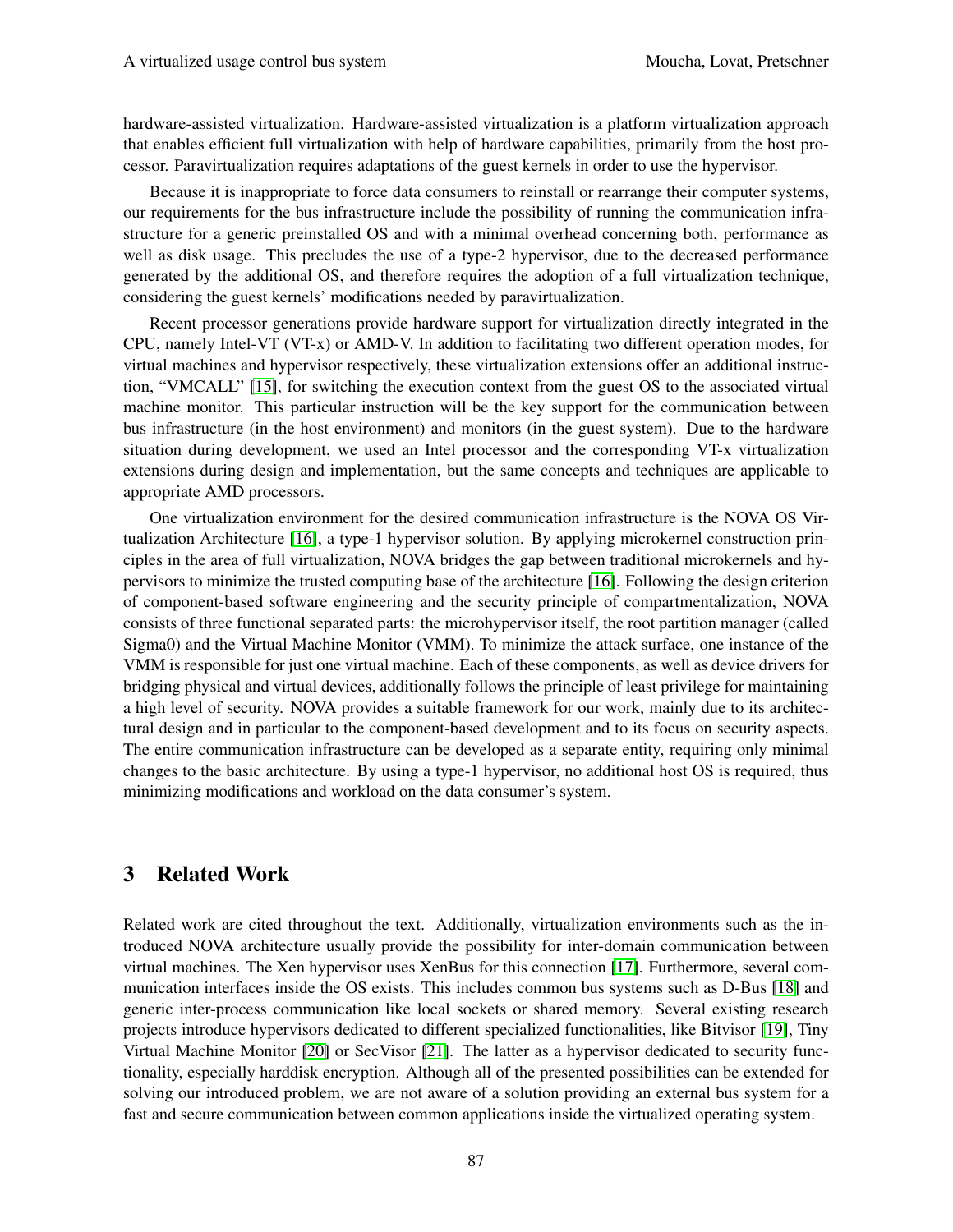hardware-assisted virtualization. Hardware-assisted virtualization is a platform virtualization approach that enables efficient full virtualization with help of hardware capabilities, primarily from the host processor. Paravirtualization requires adaptations of the guest kernels in order to use the hypervisor.

Because it is inappropriate to force data consumers to reinstall or rearrange their computer systems, our requirements for the bus infrastructure include the possibility of running the communication infrastructure for a generic preinstalled OS and with a minimal overhead concerning both, performance as well as disk usage. This precludes the use of a type-2 hypervisor, due to the decreased performance generated by the additional OS, and therefore requires the adoption of a full virtualization technique, considering the guest kernels' modifications needed by paravirtualization.

Recent processor generations provide hardware support for virtualization directly integrated in the CPU, namely Intel-VT (VT-x) or AMD-V. In addition to facilitating two different operation modes, for virtual machines and hypervisor respectively, these virtualization extensions offer an additional instruction, "VMCALL" [15], for switching the execution context from the guest OS to the associated virtual machine monitor. This particular instruction will be the key support for the communication between bus infrastructure (in the host environment) and monitors (in the guest system). Due to the hardware situation during development, we used an Intel processor and the corresponding VT-x virtualization extensions during design and implementation, but the same concepts and techniques are applicable to appropriate AMD processors.

One virtualization environment for the desired communication infrastructure is the NOVA OS Virtualization Architecture [16], a type-1 hypervisor solution. By applying microkernel construction principles in the area of full virtualization, NOVA bridges the gap between traditional microkernels and hypervisors to minimize the trusted computing base of the architecture [16]. Following the design criterion of component-based software engineering and the security principle of compartmentalization, NOVA consists of three functional separated parts: the microhypervisor itself, the root partition manager (called Sigma0) and the Virtual Machine Monitor (VMM). To minimize the attack surface, one instance of the VMM is responsible for just one virtual machine. Each of these components, as well as device drivers for bridging physical and virtual devices, additionally follows the principle of least privilege for maintaining a high level of security. NOVA provides a suitable framework for our work, mainly due to its architectural design and in particular to the component-based development and to its focus on security aspects. The entire communication infrastructure can be developed as a separate entity, requiring only minimal changes to the basic architecture. By using a type-1 hypervisor, no additional host OS is required, thus minimizing modifications and workload on the data consumer's system.

## 3 Related Work

Related work are cited throughout the text. Additionally, virtualization environments such as the introduced NOVA architecture usually provide the possibility for inter-domain communication between virtual machines. The Xen hypervisor uses XenBus for this connection [17]. Furthermore, several communication interfaces inside the OS exists. This includes common bus systems such as D-Bus [18] and generic inter-process communication like local sockets or shared memory. Several existing research projects introduce hypervisors dedicated to different specialized functionalities, like Bitvisor [19], Tiny Virtual Machine Monitor [20] or SecVisor [21]. The latter as a hypervisor dedicated to security functionality, especially harddisk encryption. Although all of the presented possibilities can be extended for solving our introduced problem, we are not aware of a solution providing an external bus system for a fast and secure communication between common applications inside the virtualized operating system.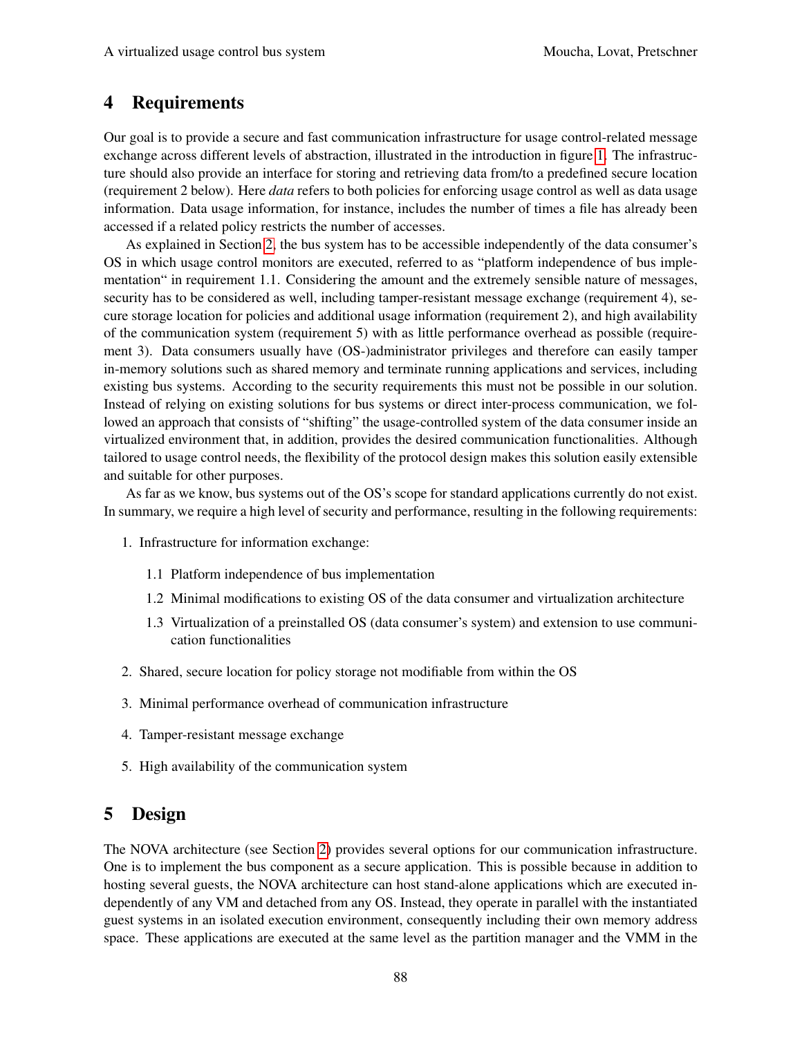## 4 Requirements

Our goal is to provide a secure and fast communication infrastructure for usage control-related message exchange across different levels of abstraction, illustrated in the introduction in figure 1. The infrastructure should also provide an interface for storing and retrieving data from/to a predefined secure location (requirement 2 below). Here *data* refers to both policies for enforcing usage control as well as data usage information. Data usage information, for instance, includes the number of times a file has already been accessed if a related policy restricts the number of accesses.

As explained in Section 2, the bus system has to be accessible independently of the data consumer's OS in which usage control monitors are executed, referred to as "platform independence of bus implementation" in requirement 1.1. Considering the amount and the extremely sensible nature of messages, security has to be considered as well, including tamper-resistant message exchange (requirement 4), secure storage location for policies and additional usage information (requirement 2), and high availability of the communication system (requirement 5) with as little performance overhead as possible (requirement 3). Data consumers usually have (OS-)administrator privileges and therefore can easily tamper in-memory solutions such as shared memory and terminate running applications and services, including existing bus systems. According to the security requirements this must not be possible in our solution. Instead of relying on existing solutions for bus systems or direct inter-process communication, we followed an approach that consists of "shifting" the usage-controlled system of the data consumer inside an virtualized environment that, in addition, provides the desired communication functionalities. Although tailored to usage control needs, the flexibility of the protocol design makes this solution easily extensible and suitable for other purposes.

As far as we know, bus systems out of the OS's scope for standard applications currently do not exist. In summary, we require a high level of security and performance, resulting in the following requirements:

1. Infrastructure for information exchange:
   - 1.1 Platform independence of bus implementation
   - 1.2 Minimal modifications to existing OS of the data consumer and virtualization architecture
   - 1.3 Virtualization of a preinstalled OS (data consumer's system) and extension to use communication functionalities
2. Shared, secure location for policy storage not modifiable from within the OS
3. Minimal performance overhead of communication infrastructure
4. Tamper-resistant message exchange
5. High availability of the communication system

## 5 Design

The NOVA architecture (see Section 2) provides several options for our communication infrastructure. One is to implement the bus component as a secure application. This is possible because in addition to hosting several guests, the NOVA architecture can host stand-alone applications which are executed independently of any VM and detached from any OS. Instead, they operate in parallel with the instantiated guest systems in an isolated execution environment, consequently including their own memory address space. These applications are executed at the same level as the partition manager and the VMM in the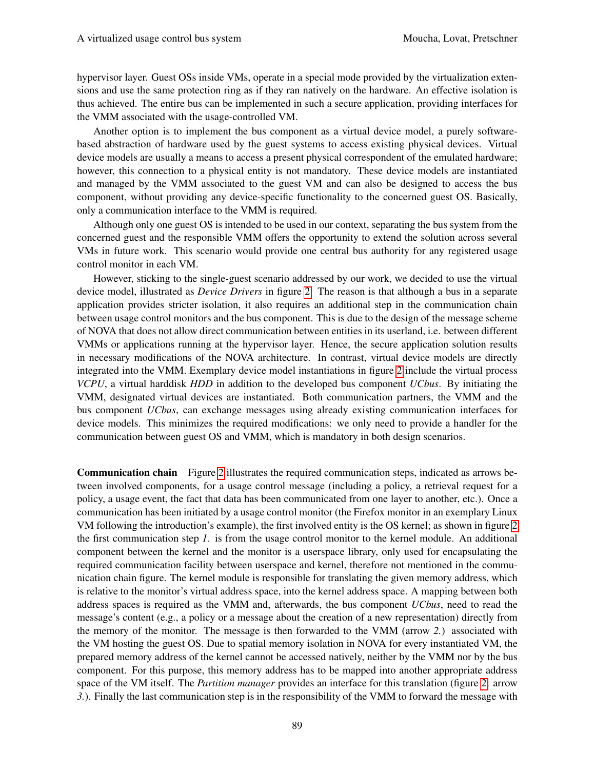hypervisor layer. Guest OSs inside VMs, operate in a special mode provided by the virtualization extensions and use the same protection ring as if they ran natively on the hardware. An effective isolation is thus achieved. The entire bus can be implemented in such a secure application, providing interfaces for the VMM associated with the usage-controlled VM.

Another option is to implement the bus component as a virtual device model, a purely software-based abstraction of hardware used by the guest systems to access existing physical devices. Virtual device models are usually a means to access a present physical correspondent of the emulated hardware; however, this connection to a physical entity is not mandatory. These device models are instantiated and managed by the VMM associated to the guest VM and can also be designed to access the bus component, without providing any device-specific functionality to the concerned guest OS. Basically, only a communication interface to the VMM is required.

Although only one guest OS is intended to be used in our context, separating the bus system from the concerned guest and the responsible VMM offers the opportunity to extend the solution across several VMs in future work. This scenario would provide one central bus authority for any registered usage control monitor in each VM.

However, sticking to the single-guest scenario addressed by our work, we decided to use the virtual device model, illustrated as *Device Drivers* in figure 2. The reason is that although a bus in a separate application provides stricter isolation, it also requires an additional step in the communication chain between usage control monitors and the bus component. This is due to the design of the message scheme of NOVA that does not allow direct communication between entities in its userland, i.e. between different VMMs or applications running at the hypervisor layer. Hence, the secure application solution results in necessary modifications of the NOVA architecture. In contrast, virtual device models are directly integrated into the VMM. Exemplary device model instantiations in figure 2 include the virtual process *VCPU*, a virtual harddisk *HDD* in addition to the developed bus component *UCbus*. By initiating the VMM, designated virtual devices are instantiated. Both communication partners, the VMM and the bus component *UCbus*, can exchange messages using already existing communication interfaces for device models. This minimizes the required modifications: we only need to provide a handler for the communication between guest OS and VMM, which is mandatory in both design scenarios.

**Communication chain** Figure 2 illustrates the required communication steps, indicated as arrows between involved components, for a usage control message (including a policy, a retrieval request for a policy, a usage event, the fact that data has been communicated from one layer to another, etc.). Once a communication has been initiated by a usage control monitor (the Firefox monitor in an exemplary Linux VM following the introduction's example), the first involved entity is the OS kernel; as shown in figure 2 the first communication step *1.* is from the usage control monitor to the kernel module. An additional component between the kernel and the monitor is a userspace library, only used for encapsulating the required communication facility between userspace and kernel, therefore not mentioned in the communication chain figure. The kernel module is responsible for translating the given memory address, which is relative to the monitor's virtual address space, into the kernel address space. A mapping between both address spaces is required as the VMM and, afterwards, the bus component *UCbus*, need to read the message's content (e.g., a policy or a message about the creation of a new representation) directly from the memory of the monitor. The message is then forwarded to the VMM (arrow *2.*) associated with the VM hosting the guest OS. Due to spatial memory isolation in NOVA for every instantiated VM, the prepared memory address of the kernel cannot be accessed natively, neither by the VMM nor by the bus component. For this purpose, this memory address has to be mapped into another appropriate address space of the VM itself. The *Partition manager* provides an interface for this translation (figure 2: arrow *3.*). Finally the last communication step is in the responsibility of the VMM to forward the message with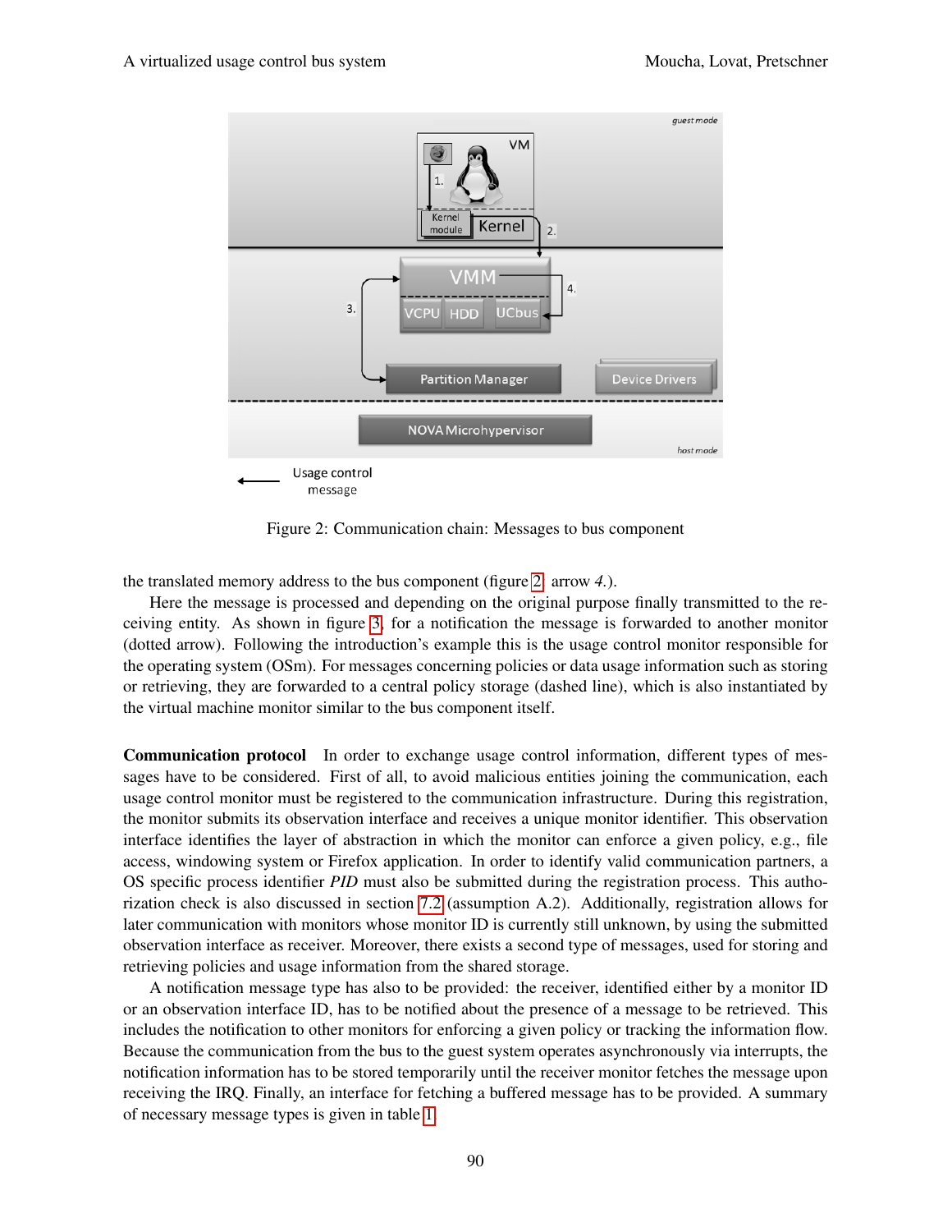Figure 2: Communication chain: Messages to bus component

the translated memory address to the bus component (figure 2, arrow *4.*).

Here the message is processed and depending on the original purpose finally transmitted to the receiving entity. As shown in figure 3, for a notification the message is forwarded to another monitor (dotted arrow). Following the introduction's example this is the usage control monitor responsible for the operating system (OSm). For messages concerning policies or data usage information such as storing or retrieving, they are forwarded to a central policy storage (dashed line), which is also instantiated by the virtual machine monitor similar to the bus component itself.

**Communication protocol** In order to exchange usage control information, different types of messages have to be considered. First of all, to avoid malicious entities joining the communication, each usage control monitor must be registered to the communication infrastructure. During this registration, the monitor submits its observation interface and receives a unique monitor identifier. This observation interface identifies the layer of abstraction in which the monitor can enforce a given policy, e.g., file access, windowing system or Firefox application. In order to identify valid communication partners, a OS specific process identifier *PID* must also be submitted during the registration process. This authorization check is also discussed in section 7.2 (assumption A.2). Additionally, registration allows for later communication with monitors whose monitor ID is currently still unknown, by using the submitted observation interface as receiver. Moreover, there exists a second type of messages, used for storing and retrieving policies and usage information from the shared storage.

A notification message type has also to be provided: the receiver, identified either by a monitor ID or an observation interface ID, has to be notified about the presence of a message to be retrieved. This includes the notification to other monitors for enforcing a given policy or tracking the information flow. Because the communication from the bus to the guest system operates asynchronously via interrupts, the notification information has to be stored temporarily until the receiver monitor fetches the message upon receiving the IRQ. Finally, an interface for fetching a buffered message has to be provided. A summary of necessary message types is given in table 1.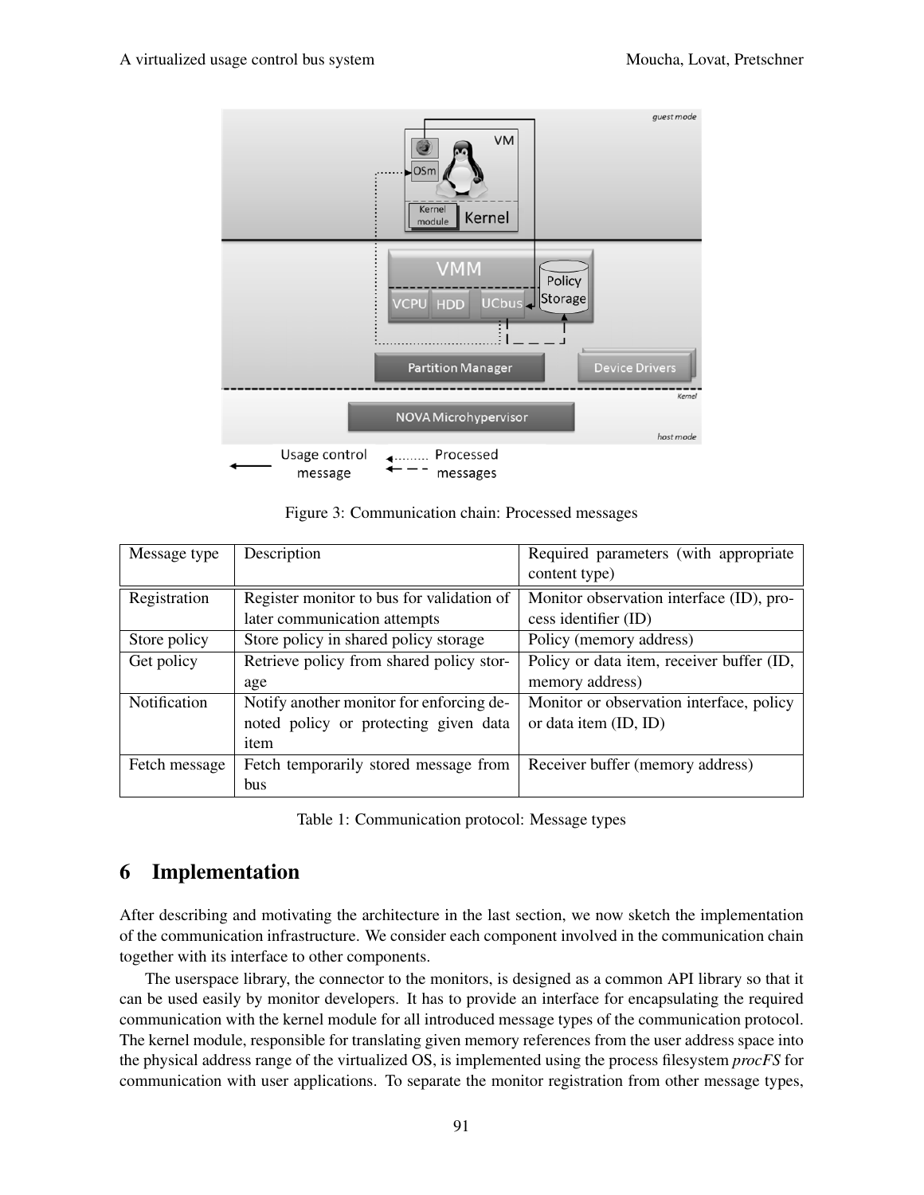Figure 3: Communication chain: Processed messages

| Message type | Description | Required parameters (with appropriate content type) |
|---|---|---|
| Registration | Register monitor to bus for validation of later communication attempts | Monitor observation interface (ID), process identifier (ID) |
| Store policy | Store policy in shared policy storage | Policy (memory address) |
| Get policy | Retrieve policy from shared policy storage | Policy or data item, receiver buffer (ID, memory address) |
| Notification | Notify another monitor for enforcing denoted policy or protecting given data item | Monitor or observation interface, policy or data item (ID, ID) |
| Fetch message | Fetch temporarily stored message from bus | Receiver buffer (memory address) |

Table 1: Communication protocol: Message types

## 6 Implementation

After describing and motivating the architecture in the last section, we now sketch the implementation of the communication infrastructure. We consider each component involved in the communication chain together with its interface to other components.

The userspace library, the connector to the monitors, is designed as a common API library so that it can be used easily by monitor developers. It has to provide an interface for encapsulating the required communication with the kernel module for all introduced message types of the communication protocol. The kernel module, responsible for translating given memory references from the user address space into the physical address range of the virtualized OS, is implemented using the process filesystem *procFS* for communication with user applications. To separate the monitor registration from other message types,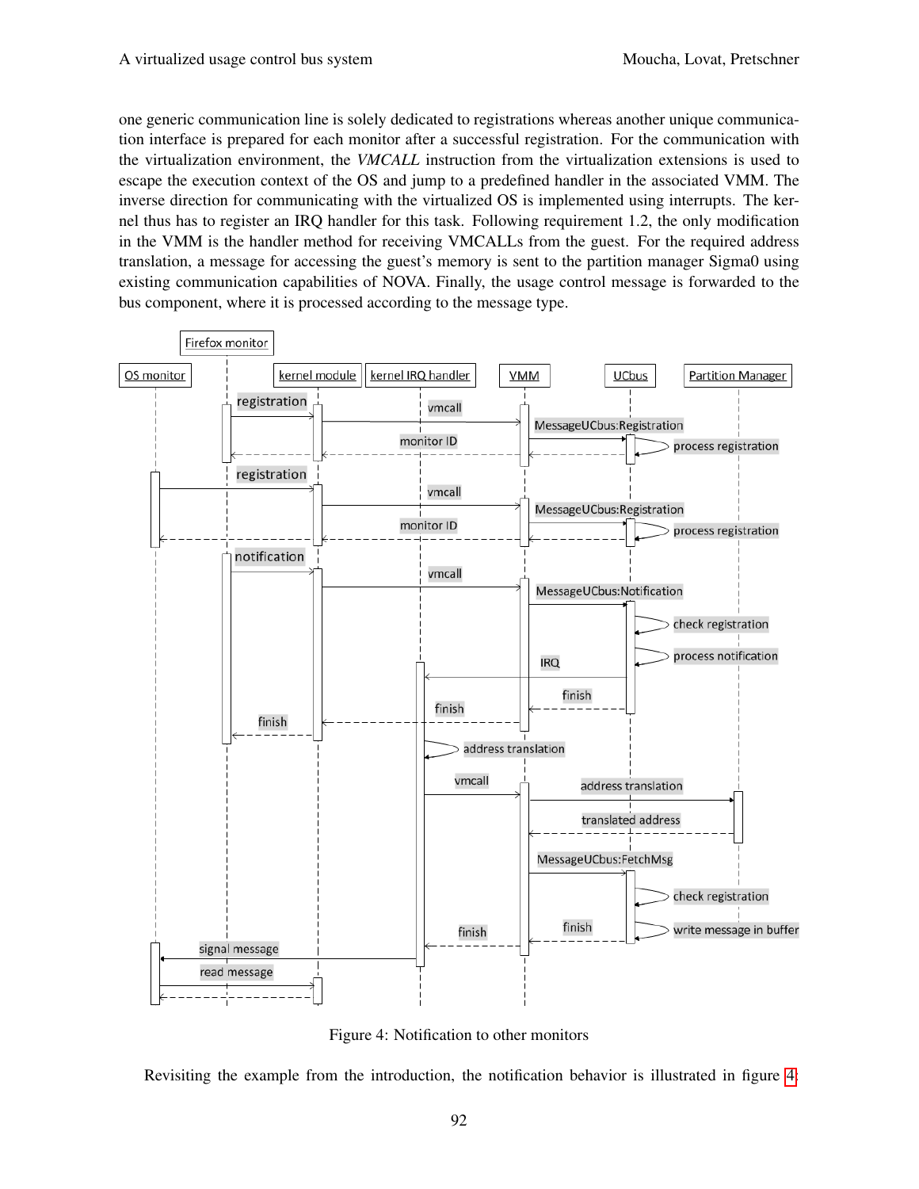one generic communication line is solely dedicated to registrations whereas another unique communication interface is prepared for each monitor after a successful registration. For the communication with the virtualization environment, the *VMCALL* instruction from the virtualization extensions is used to escape the execution context of the OS and jump to a predefined handler in the associated VMM. The inverse direction for communicating with the virtualized OS is implemented using interrupts. The kernel thus has to register an IRQ handler for this task. Following requirement 1.2, the only modification in the VMM is the handler method for receiving VMCALLs from the guest. For the required address translation, a message for accessing the guest's memory is sent to the partition manager Sigma0 using existing communication capabilities of NOVA. Finally, the usage control message is forwarded to the bus component, where it is processed according to the message type.

Figure 4: Notification to other monitors

Revisiting the example from the introduction, the notification behavior is illustrated in figure 4.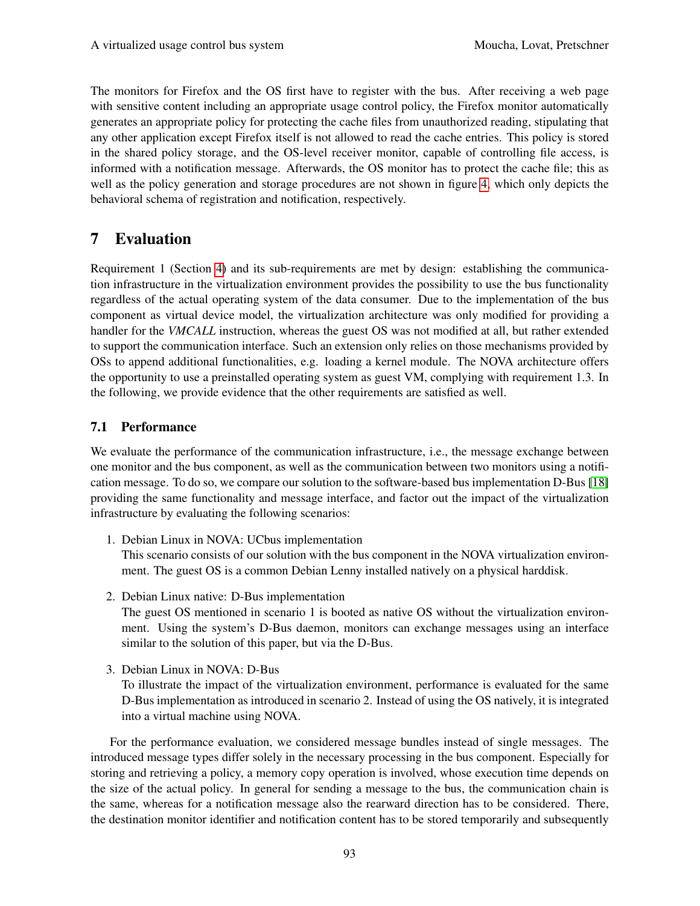The monitors for Firefox and the OS first have to register with the bus. After receiving a web page with sensitive content including an appropriate usage control policy, the Firefox monitor automatically generates an appropriate policy for protecting the cache files from unauthorized reading, stipulating that any other application except Firefox itself is not allowed to read the cache entries. This policy is stored in the shared policy storage, and the OS-level receiver monitor, capable of controlling file access, is informed with a notification message. Afterwards, the OS monitor has to protect the cache file; this as well as the policy generation and storage procedures are not shown in figure 4, which only depicts the behavioral schema of registration and notification, respectively.

# 7 Evaluation

Requirement 1 (Section 4) and its sub-requirements are met by design: establishing the communication infrastructure in the virtualization environment provides the possibility to use the bus functionality regardless of the actual operating system of the data consumer. Due to the implementation of the bus component as virtual device model, the virtualization architecture was only modified for providing a handler for the *VMCALL* instruction, whereas the guest OS was not modified at all, but rather extended to support the communication interface. Such an extension only relies on those mechanisms provided by OSs to append additional functionalities, e.g. loading a kernel module. The NOVA architecture offers the opportunity to use a preinstalled operating system as guest VM, complying with requirement 1.3. In the following, we provide evidence that the other requirements are satisfied as well.

## 7.1 Performance

We evaluate the performance of the communication infrastructure, i.e., the message exchange between one monitor and the bus component, as well as the communication between two monitors using a notification message. To do so, we compare our solution to the software-based bus implementation D-Bus [18] providing the same functionality and message interface, and factor out the impact of the virtualization infrastructure by evaluating the following scenarios:

1. Debian Linux in NOVA: UCbus implementation
   This scenario consists of our solution with the bus component in the NOVA virtualization environment. The guest OS is a common Debian Lenny installed natively on a physical harddisk.
2. Debian Linux native: D-Bus implementation
   The guest OS mentioned in scenario 1 is booted as native OS without the virtualization environment. Using the system's D-Bus daemon, monitors can exchange messages using an interface similar to the solution of this paper, but via the D-Bus.
3. Debian Linux in NOVA: D-Bus
   To illustrate the impact of the virtualization environment, performance is evaluated for the same D-Bus implementation as introduced in scenario 2. Instead of using the OS natively, it is integrated into a virtual machine using NOVA.

For the performance evaluation, we considered message bundles instead of single messages. The introduced message types differ solely in the necessary processing in the bus component. Especially for storing and retrieving a policy, a memory copy operation is involved, whose execution time depends on the size of the actual policy. In general for sending a message to the bus, the communication chain is the same, whereas for a notification message also the rearward direction has to be considered. There, the destination monitor identifier and notification content has to be stored temporarily and subsequently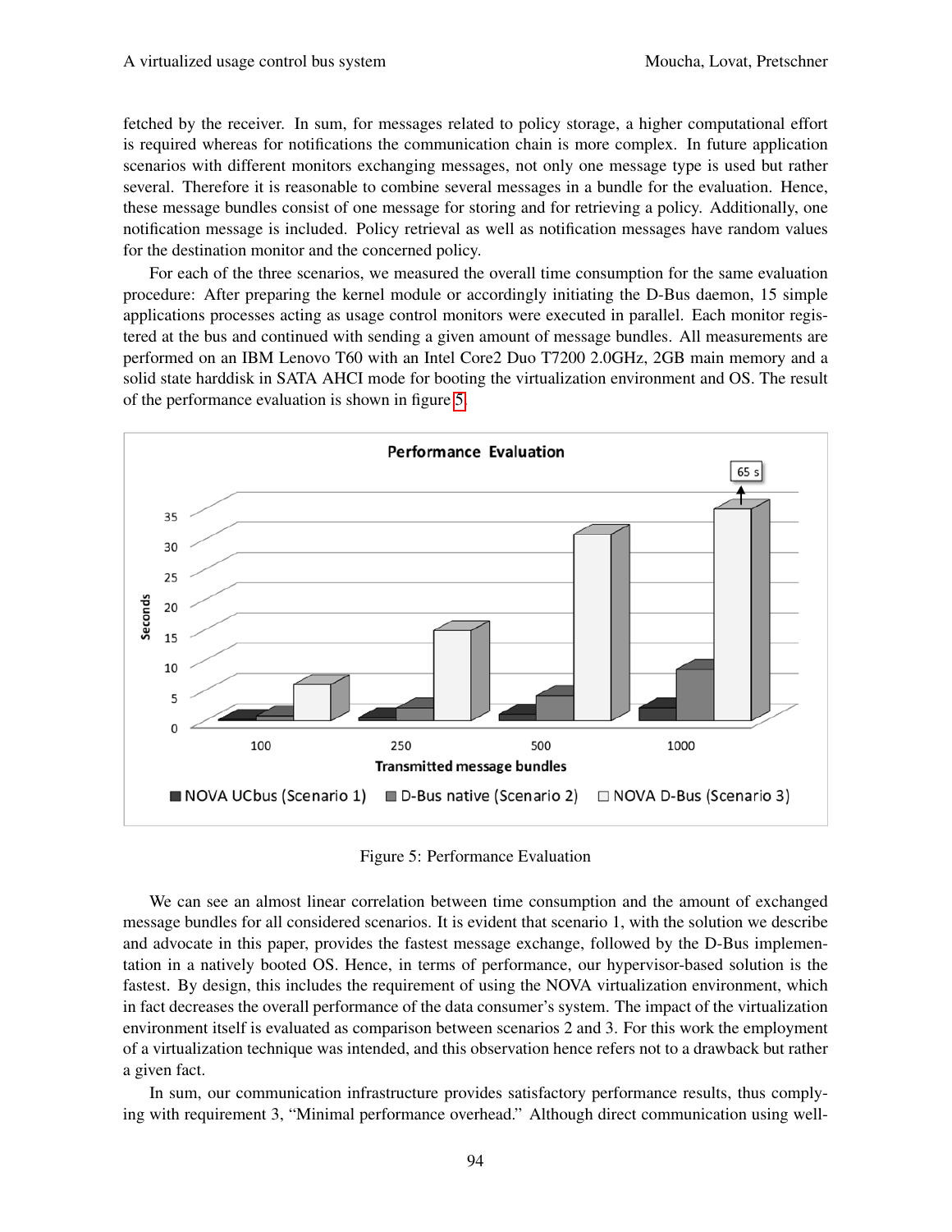fetched by the receiver. In sum, for messages related to policy storage, a higher computational effort is required whereas for notifications the communication chain is more complex. In future application scenarios with different monitors exchanging messages, not only one message type is used but rather several. Therefore it is reasonable to combine several messages in a bundle for the evaluation. Hence, these message bundles consist of one message for storing and for retrieving a policy. Additionally, one notification message is included. Policy retrieval as well as notification messages have random values for the destination monitor and the concerned policy.

For each of the three scenarios, we measured the overall time consumption for the same evaluation procedure: After preparing the kernel module or accordingly initiating the D-Bus daemon, 15 simple applications processes acting as usage control monitors were executed in parallel. Each monitor registered at the bus and continued with sending a given amount of message bundles. All measurements are performed on an IBM Lenovo T60 with an Intel Core2 Duo T7200 2.0GHz, 2GB main memory and a solid state harddisk in SATA AHCI mode for booting the virtualization environment and OS. The result of the performance evaluation is shown in figure 5.

Figure 5: Performance Evaluation

We can see an almost linear correlation between time consumption and the amount of exchanged message bundles for all considered scenarios. It is evident that scenario 1, with the solution we describe and advocate in this paper, provides the fastest message exchange, followed by the D-Bus implementation in a natively booted OS. Hence, in terms of performance, our hypervisor-based solution is the fastest. By design, this includes the requirement of using the NOVA virtualization environment, which in fact decreases the overall performance of the data consumer's system. The impact of the virtualization environment itself is evaluated as comparison between scenarios 2 and 3. For this work the employment of a virtualization technique was intended, and this observation hence refers not to a drawback but rather a given fact.

In sum, our communication infrastructure provides satisfactory performance results, thus complying with requirement 3, "Minimal performance overhead." Although direct communication using well-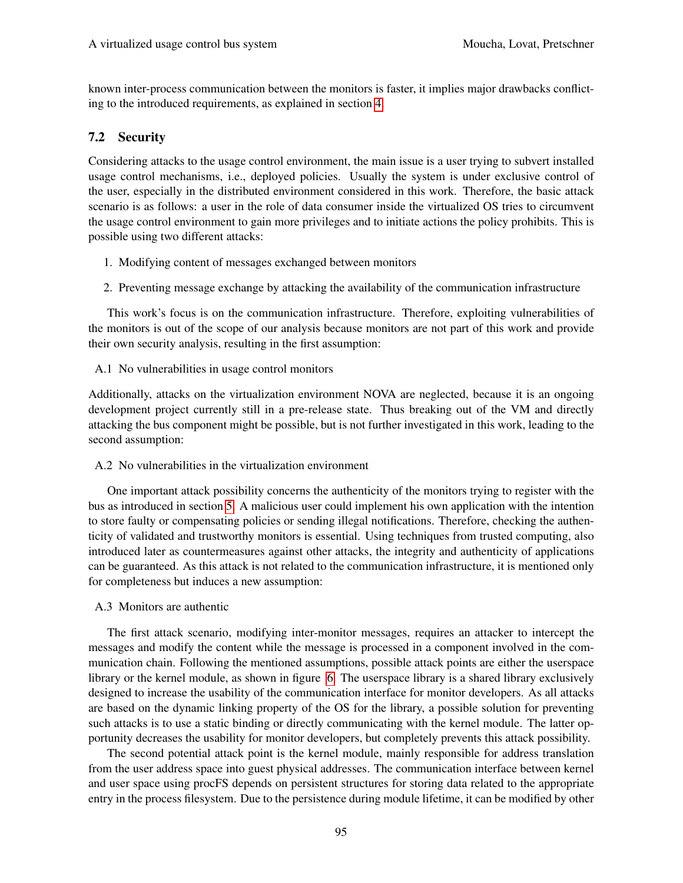known inter-process communication between the monitors is faster, it implies major drawbacks conflicting to the introduced requirements, as explained in section 4.

### 7.2 Security

Considering attacks to the usage control environment, the main issue is a user trying to subvert installed usage control mechanisms, i.e., deployed policies. Usually the system is under exclusive control of the user, especially in the distributed environment considered in this work. Therefore, the basic attack scenario is as follows: a user in the role of data consumer inside the virtualized OS tries to circumvent the usage control environment to gain more privileges and to initiate actions the policy prohibits. This is possible using two different attacks:

1. Modifying content of messages exchanged between monitors
2. Preventing message exchange by attacking the availability of the communication infrastructure

This work's focus is on the communication infrastructure. Therefore, exploiting vulnerabilities of the monitors is out of the scope of our analysis because monitors are not part of this work and provide their own security analysis, resulting in the first assumption:

A.1 No vulnerabilities in usage control monitors

Additionally, attacks on the virtualization environment NOVA are neglected, because it is an ongoing development project currently still in a pre-release state. Thus breaking out of the VM and directly attacking the bus component might be possible, but is not further investigated in this work, leading to the second assumption:

A.2 No vulnerabilities in the virtualization environment

One important attack possibility concerns the authenticity of the monitors trying to register with the bus as introduced in section 5. A malicious user could implement his own application with the intention to store faulty or compensating policies or sending illegal notifications. Therefore, checking the authenticity of validated and trustworthy monitors is essential. Using techniques from trusted computing, also introduced later as countermeasures against other attacks, the integrity and authenticity of applications can be guaranteed. As this attack is not related to the communication infrastructure, it is mentioned only for completeness but induces a new assumption:

A.3 Monitors are authentic

The first attack scenario, modifying inter-monitor messages, requires an attacker to intercept the messages and modify the content while the message is processed in a component involved in the communication chain. Following the mentioned assumptions, possible attack points are either the userspace library or the kernel module, as shown in figure 6. The userspace library is a shared library exclusively designed to increase the usability of the communication interface for monitor developers. As all attacks are based on the dynamic linking property of the OS for the library, a possible solution for preventing such attacks is to use a static binding or directly communicating with the kernel module. The latter opportunity decreases the usability for monitor developers, but completely prevents this attack possibility.

The second potential attack point is the kernel module, mainly responsible for address translation from the user address space into guest physical addresses. The communication interface between kernel and user space using procFS depends on persistent structures for storing data related to the appropriate entry in the process filesystem. Due to the persistence during module lifetime, it can be modified by other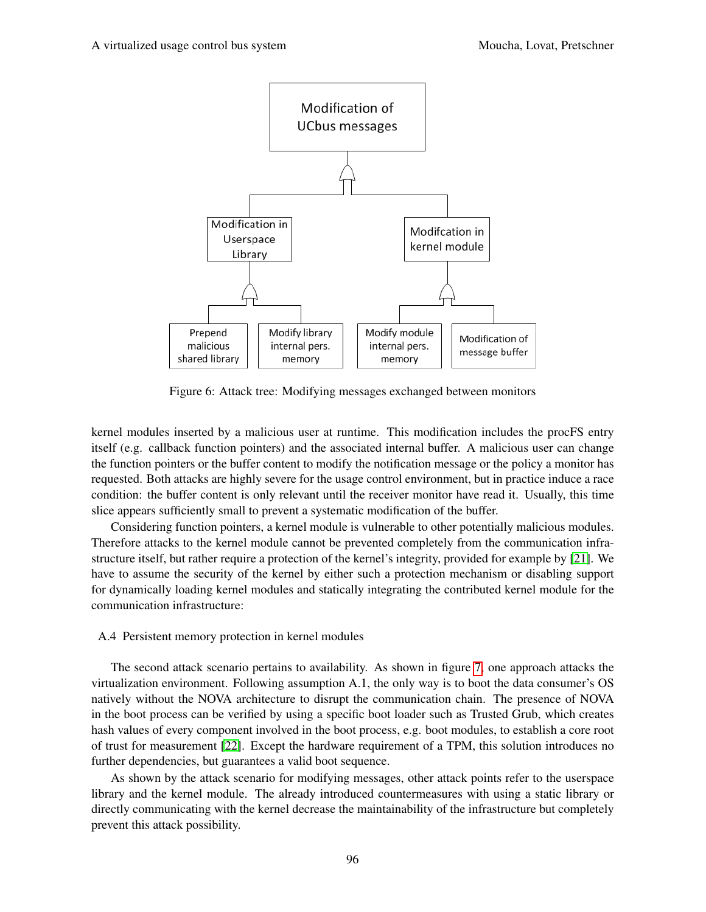Figure 6: Attack tree: Modifying messages exchanged between monitors

kernel modules inserted by a malicious user at runtime. This modification includes the procFS entry itself (e.g. callback function pointers) and the associated internal buffer. A malicious user can change the function pointers or the buffer content to modify the notification message or the policy a monitor has requested. Both attacks are highly severe for the usage control environment, but in practice induce a race condition: the buffer content is only relevant until the receiver monitor have read it. Usually, this time slice appears sufficiently small to prevent a systematic modification of the buffer.

Considering function pointers, a kernel module is vulnerable to other potentially malicious modules. Therefore attacks to the kernel module cannot be prevented completely from the communication infrastructure itself, but rather require a protection of the kernel's integrity, provided for example by [21]. We have to assume the security of the kernel by either such a protection mechanism or disabling support for dynamically loading kernel modules and statically integrating the contributed kernel module for the communication infrastructure:

A.4 Persistent memory protection in kernel modules

The second attack scenario pertains to availability. As shown in figure 7, one approach attacks the virtualization environment. Following assumption A.1, the only way is to boot the data consumer's OS natively without the NOVA architecture to disrupt the communication chain. The presence of NOVA in the boot process can be verified by using a specific boot loader such as Trusted Grub, which creates hash values of every component involved in the boot process, e.g. boot modules, to establish a core root of trust for measurement [22]. Except the hardware requirement of a TPM, this solution introduces no further dependencies, but guarantees a valid boot sequence.

As shown by the attack scenario for modifying messages, other attack points refer to the userspace library and the kernel module. The already introduced countermeasures with using a static library or directly communicating with the kernel decrease the maintainability of the infrastructure but completely prevent this attack possibility.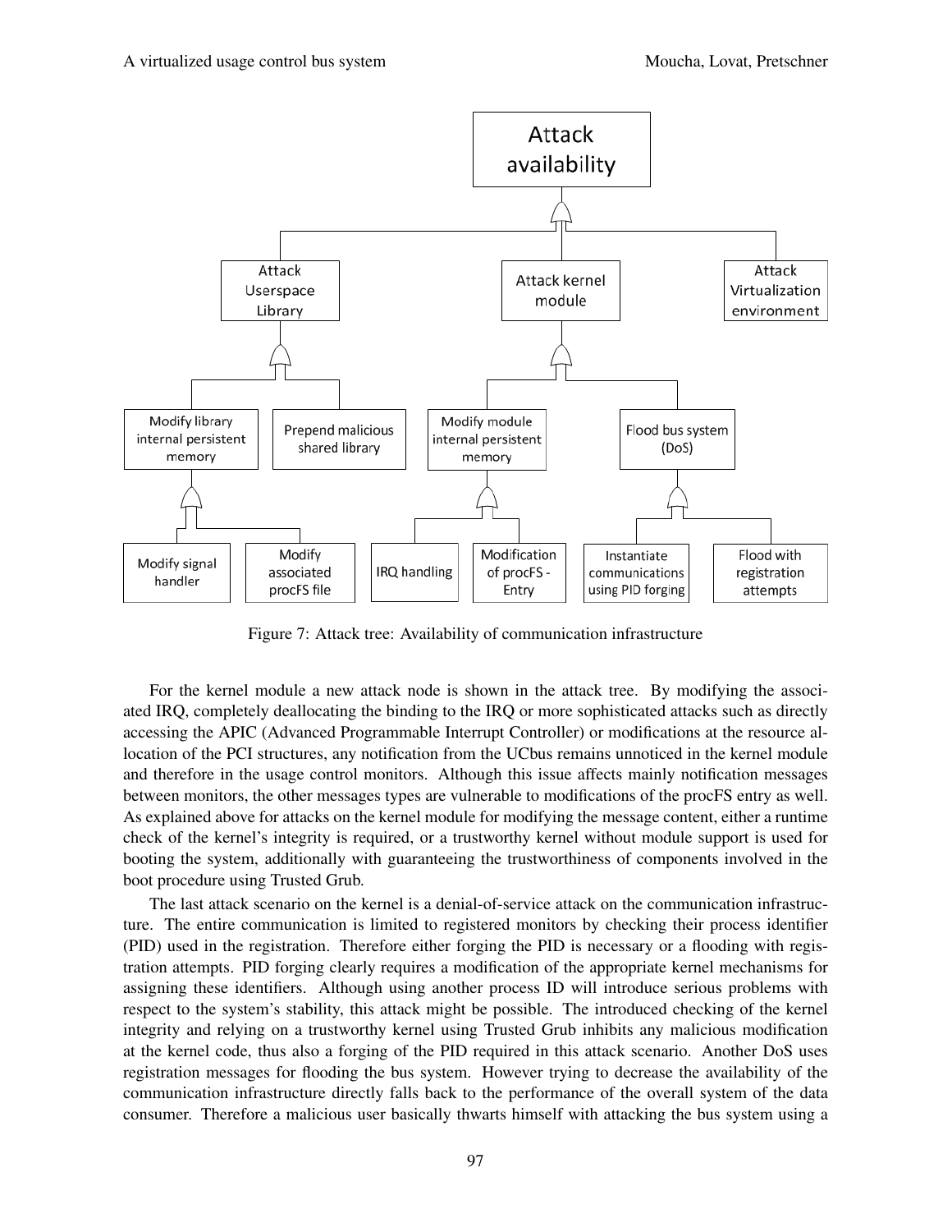Figure 7: Attack tree: Availability of communication infrastructure

For the kernel module a new attack node is shown in the attack tree. By modifying the associated IRQ, completely deallocating the binding to the IRQ or more sophisticated attacks such as directly accessing the APIC (Advanced Programmable Interrupt Controller) or modifications at the resource allocation of the PCI structures, any notification from the UCbus remains unnoticed in the kernel module and therefore in the usage control monitors. Although this issue affects mainly notification messages between monitors, the other messages types are vulnerable to modifications of the procFS entry as well. As explained above for attacks on the kernel module for modifying the message content, either a runtime check of the kernel's integrity is required, or a trustworthy kernel without module support is used for booting the system, additionally with guaranteeing the trustworthiness of components involved in the boot procedure using Trusted Grub.

The last attack scenario on the kernel is a denial-of-service attack on the communication infrastructure. The entire communication is limited to registered monitors by checking their process identifier (PID) used in the registration. Therefore either forging the PID is necessary or a flooding with registration attempts. PID forging clearly requires a modification of the appropriate kernel mechanisms for assigning these identifiers. Although using another process ID will introduce serious problems with respect to the system's stability, this attack might be possible. The introduced checking of the kernel integrity and relying on a trustworthy kernel using Trusted Grub inhibits any malicious modification at the kernel code, thus also a forging of the PID required in this attack scenario. Another DoS uses registration messages for flooding the bus system. However trying to decrease the availability of the communication infrastructure directly falls back to the performance of the overall system of the data consumer. Therefore a malicious user basically thwarts himself with attacking the bus system using a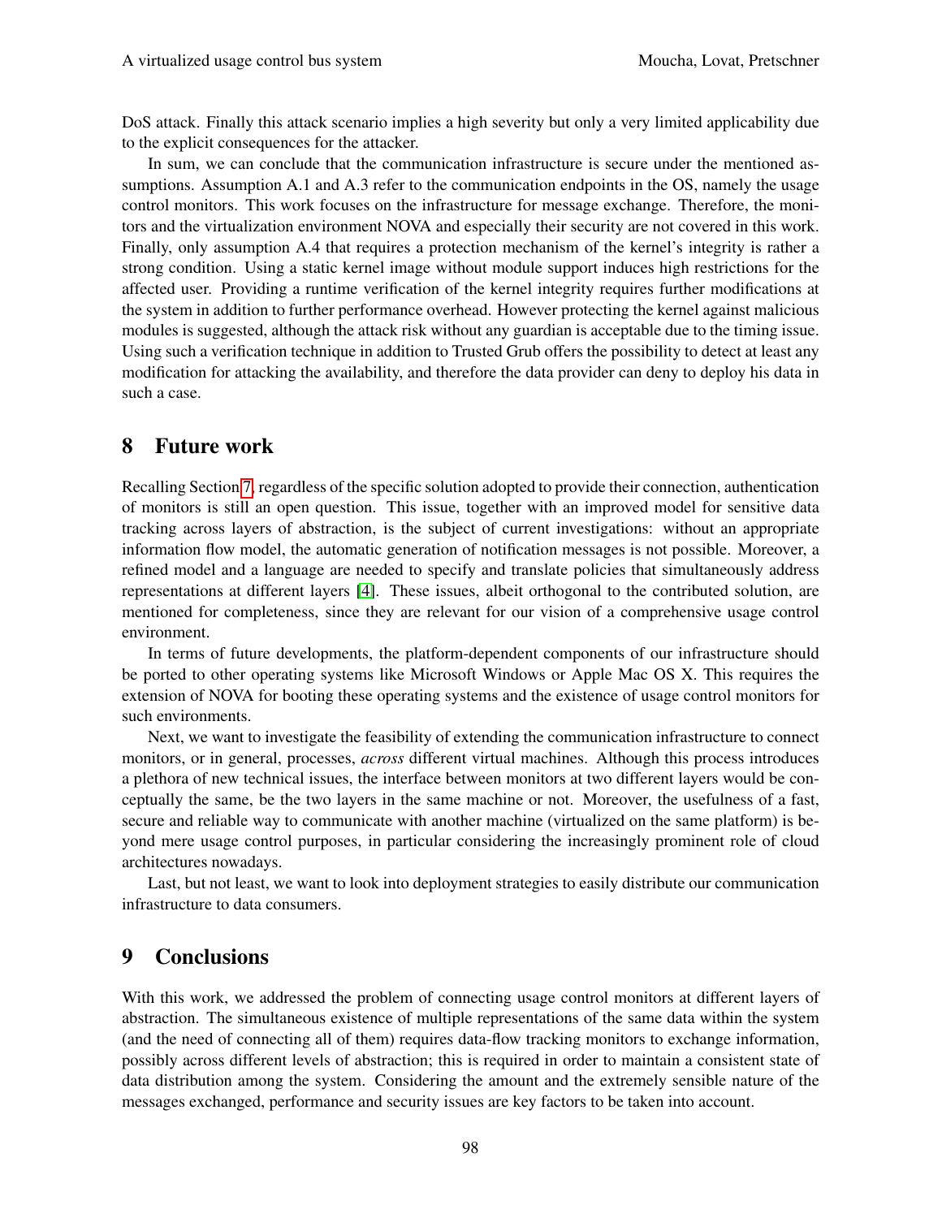DoS attack. Finally this attack scenario implies a high severity but only a very limited applicability due to the explicit consequences for the attacker.

In sum, we can conclude that the communication infrastructure is secure under the mentioned assumptions. Assumption A.1 and A.3 refer to the communication endpoints in the OS, namely the usage control monitors. This work focuses on the infrastructure for message exchange. Therefore, the monitors and the virtualization environment NOVA and especially their security are not covered in this work. Finally, only assumption A.4 that requires a protection mechanism of the kernel's integrity is rather a strong condition. Using a static kernel image without module support induces high restrictions for the affected user. Providing a runtime verification of the kernel integrity requires further modifications at the system in addition to further performance overhead. However protecting the kernel against malicious modules is suggested, although the attack risk without any guardian is acceptable due to the timing issue. Using such a verification technique in addition to Trusted Grub offers the possibility to detect at least any modification for attacking the availability, and therefore the data provider can deny to deploy his data in such a case.

## 8 Future work

Recalling Section 7, regardless of the specific solution adopted to provide their connection, authentication of monitors is still an open question. This issue, together with an improved model for sensitive data tracking across layers of abstraction, is the subject of current investigations: without an appropriate information flow model, the automatic generation of notification messages is not possible. Moreover, a refined model and a language are needed to specify and translate policies that simultaneously address representations at different layers [4]. These issues, albeit orthogonal to the contributed solution, are mentioned for completeness, since they are relevant for our vision of a comprehensive usage control environment.

In terms of future developments, the platform-dependent components of our infrastructure should be ported to other operating systems like Microsoft Windows or Apple Mac OS X. This requires the extension of NOVA for booting these operating systems and the existence of usage control monitors for such environments.

Next, we want to investigate the feasibility of extending the communication infrastructure to connect monitors, or in general, processes, *across* different virtual machines. Although this process introduces a plethora of new technical issues, the interface between monitors at two different layers would be conceptually the same, be the two layers in the same machine or not. Moreover, the usefulness of a fast, secure and reliable way to communicate with another machine (virtualized on the same platform) is beyond mere usage control purposes, in particular considering the increasingly prominent role of cloud architectures nowadays.

Last, but not least, we want to look into deployment strategies to easily distribute our communication infrastructure to data consumers.

## 9 Conclusions

With this work, we addressed the problem of connecting usage control monitors at different layers of abstraction. The simultaneous existence of multiple representations of the same data within the system (and the need of connecting all of them) requires data-flow tracking monitors to exchange information, possibly across different levels of abstraction; this is required in order to maintain a consistent state of data distribution among the system. Considering the amount and the extremely sensible nature of the messages exchanged, performance and security issues are key factors to be taken into account.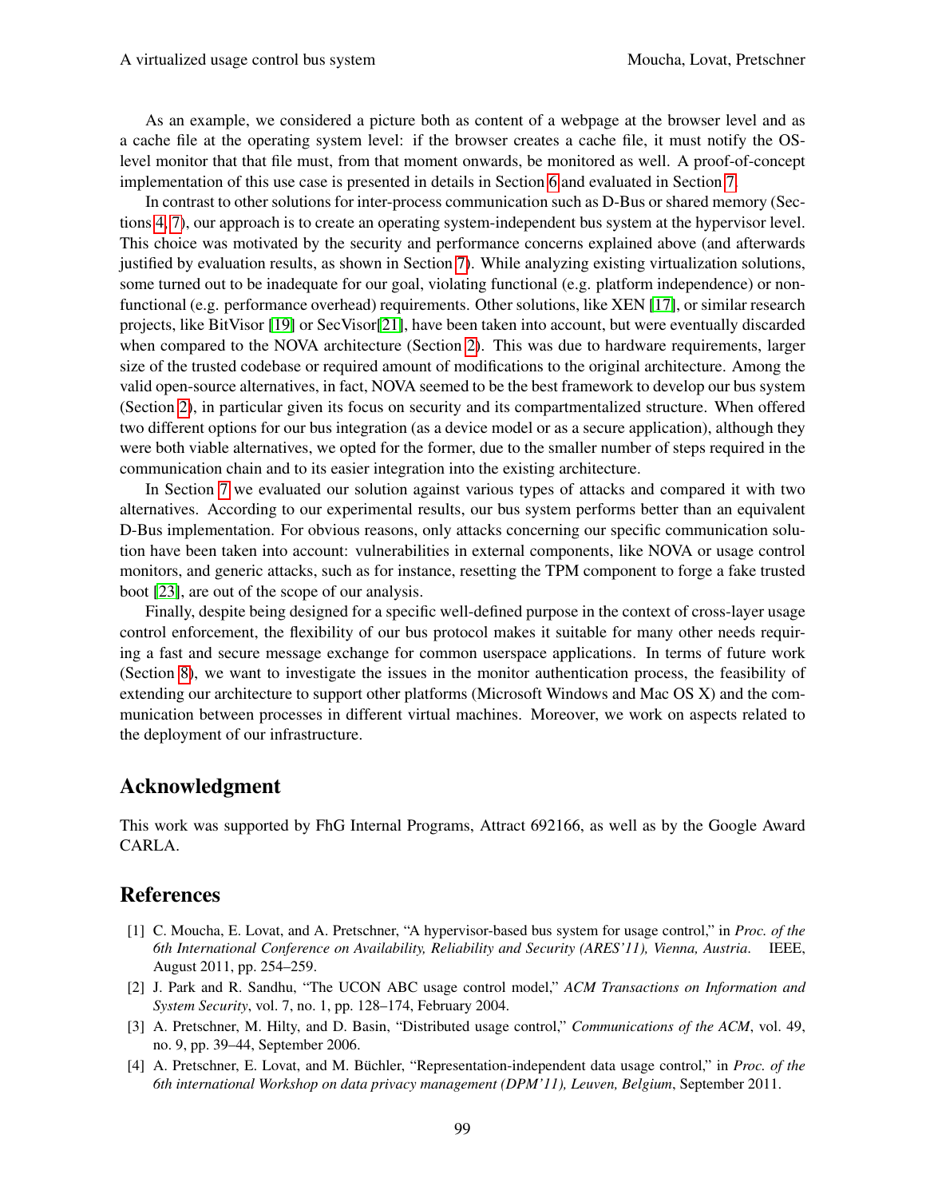As an example, we considered a picture both as content of a webpage at the browser level and as a cache file at the operating system level: if the browser creates a cache file, it must notify the OS-level monitor that that file must, from that moment onwards, be monitored as well. A proof-of-concept implementation of this use case is presented in details in Section 6 and evaluated in Section 7.

In contrast to other solutions for inter-process communication such as D-Bus or shared memory (Sections 4, 7), our approach is to create an operating system-independent bus system at the hypervisor level. This choice was motivated by the security and performance concerns explained above (and afterwards justified by evaluation results, as shown in Section 7). While analyzing existing virtualization solutions, some turned out to be inadequate for our goal, violating functional (e.g. platform independence) or non-functional (e.g. performance overhead) requirements. Other solutions, like XEN [17], or similar research projects, like BitVisor [19] or SecVisor[21], have been taken into account, but were eventually discarded when compared to the NOVA architecture (Section 2). This was due to hardware requirements, larger size of the trusted codebase or required amount of modifications to the original architecture. Among the valid open-source alternatives, in fact, NOVA seemed to be the best framework to develop our bus system (Section 2), in particular given its focus on security and its compartmentalized structure. When offered two different options for our bus integration (as a device model or as a secure application), although they were both viable alternatives, we opted for the former, due to the smaller number of steps required in the communication chain and to its easier integration into the existing architecture.

In Section 7 we evaluated our solution against various types of attacks and compared it with two alternatives. According to our experimental results, our bus system performs better than an equivalent D-Bus implementation. For obvious reasons, only attacks concerning our specific communication solution have been taken into account: vulnerabilities in external components, like NOVA or usage control monitors, and generic attacks, such as for instance, resetting the TPM component to forge a fake trusted boot [23], are out of the scope of our analysis.

Finally, despite being designed for a specific well-defined purpose in the context of cross-layer usage control enforcement, the flexibility of our bus protocol makes it suitable for many other needs requiring a fast and secure message exchange for common userspace applications. In terms of future work (Section 8), we want to investigate the issues in the monitor authentication process, the feasibility of extending our architecture to support other platforms (Microsoft Windows and Mac OS X) and the communication between processes in different virtual machines. Moreover, we work on aspects related to the deployment of our infrastructure.

## Acknowledgment

This work was supported by FhG Internal Programs, Attract 692166, as well as by the Google Award CARLA.

## References

[1] C. Moucha, E. Lovat, and A. Pretschner, "A hypervisor-based bus system for usage control," in *Proc. of the 6th International Conference on Availability, Reliability and Security (ARES'11), Vienna, Austria*. IEEE, August 2011, pp. 254–259.

[2] J. Park and R. Sandhu, "The UCON ABC usage control model," *ACM Transactions on Information and System Security*, vol. 7, no. 1, pp. 128–174, February 2004.

[3] A. Pretschner, M. Hilty, and D. Basin, "Distributed usage control," *Communications of the ACM*, vol. 49, no. 9, pp. 39–44, September 2006.

[4] A. Pretschner, E. Lovat, and M. Büchler, "Representation-independent data usage control," in *Proc. of the 6th international Workshop on data privacy management (DPM'11), Leuven, Belgium*, September 2011.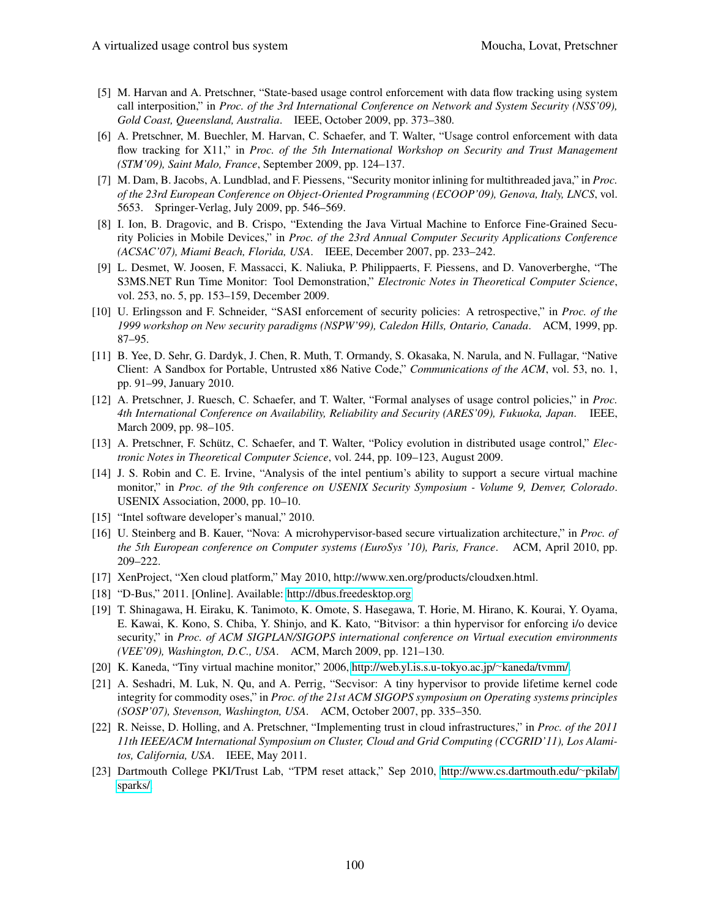[5] M. Harvan and A. Pretschner, "State-based usage control enforcement with data flow tracking using system call interposition," in *Proc. of the 3rd International Conference on Network and System Security (NSS'09), Gold Coast, Queensland, Australia*. IEEE, October 2009, pp. 373–380.

[6] A. Pretschner, M. Buechler, M. Harvan, C. Schaefer, and T. Walter, "Usage control enforcement with data flow tracking for X11," in *Proc. of the 5th International Workshop on Security and Trust Management (STM'09), Saint Malo, France*, September 2009, pp. 124–137.

[7] M. Dam, B. Jacobs, A. Lundblad, and F. Piessens, "Security monitor inlining for multithreaded java," in *Proc. of the 23rd European Conference on Object-Oriented Programming (ECOOP'09), Genova, Italy, LNCS*, vol. 5653. Springer-Verlag, July 2009, pp. 546–569.

[8] I. Ion, B. Dragovic, and B. Crispo, "Extending the Java Virtual Machine to Enforce Fine-Grained Security Policies in Mobile Devices," in *Proc. of the 23rd Annual Computer Security Applications Conference (ACSAC'07), Miami Beach, Florida, USA*. IEEE, December 2007, pp. 233–242.

[9] L. Desmet, W. Joosen, F. Massacci, K. Naliuka, P. Philippaerts, F. Piessens, and D. Vanoverberghe, "The S3MS.NET Run Time Monitor: Tool Demonstration," *Electronic Notes in Theoretical Computer Science*, vol. 253, no. 5, pp. 153–159, December 2009.

[10] U. Erlingsson and F. Schneider, "SASI enforcement of security policies: A retrospective," in *Proc. of the 1999 workshop on New security paradigms (NSPW'99), Caledon Hills, Ontario, Canada*. ACM, 1999, pp. 87–95.

[11] B. Yee, D. Sehr, G. Dardyk, J. Chen, R. Muth, T. Ormandy, S. Okasaka, N. Narula, and N. Fullagar, "Native Client: A Sandbox for Portable, Untrusted x86 Native Code," *Communications of the ACM*, vol. 53, no. 1, pp. 91–99, January 2010.

[12] A. Pretschner, J. Ruesch, C. Schaefer, and T. Walter, "Formal analyses of usage control policies," in *Proc. 4th International Conference on Availability, Reliability and Security (ARES'09), Fukuoka, Japan*. IEEE, March 2009, pp. 98–105.

[13] A. Pretschner, F. Schütz, C. Schaefer, and T. Walter, "Policy evolution in distributed usage control," *Electronic Notes in Theoretical Computer Science*, vol. 244, pp. 109–123, August 2009.

[14] J. S. Robin and C. E. Irvine, "Analysis of the intel pentium's ability to support a secure virtual machine monitor," in *Proc. of the 9th conference on USENIX Security Symposium - Volume 9, Denver, Colorado*. USENIX Association, 2000, pp. 10–10.

[15] "Intel software developer's manual," 2010.

[16] U. Steinberg and B. Kauer, "Nova: A microhypervisor-based secure virtualization architecture," in *Proc. of the 5th European conference on Computer systems (EuroSys '10), Paris, France*. ACM, April 2010, pp. 209–222.

[17] XenProject, "Xen cloud platform," May 2010, http://www.xen.org/products/cloudxen.html.

[18] "D-Bus," 2011. [Online]. Available: http://dbus.freedesktop.org

[19] T. Shinagawa, H. Eiraku, K. Tanimoto, K. Omote, S. Hasegawa, T. Horie, M. Hirano, K. Kourai, Y. Oyama, E. Kawai, K. Kono, S. Chiba, Y. Shinjo, and K. Kato, "Bitvisor: a thin hypervisor for enforcing i/o device security," in *Proc. of ACM SIGPLAN/SIGOPS international conference on Virtual execution environments (VEE'09), Washington, D.C., USA*. ACM, March 2009, pp. 121–130.

[20] K. Kaneda, "Tiny virtual machine monitor," 2006, http://web.yl.is.s.u-tokyo.ac.jp/~kaneda/tvmm/.

[21] A. Seshadri, M. Luk, N. Qu, and A. Perrig, "Secvisor: A tiny hypervisor to provide lifetime kernel code integrity for commodity oses," in *Proc. of the 21st ACM SIGOPS symposium on Operating systems principles (SOSP'07), Stevenson, Washington, USA*. ACM, October 2007, pp. 335–350.

[22] R. Neisse, D. Holling, and A. Pretschner, "Implementing trust in cloud infrastructures," in *Proc. of the 2011 11th IEEE/ACM International Symposium on Cluster, Cloud and Grid Computing (CCGRID'11), Los Alamitos, California, USA*. IEEE, May 2011.

[23] Dartmouth College PKI/Trust Lab, "TPM reset attack," Sep 2010, http://www.cs.dartmouth.edu/~pkilab/sparks/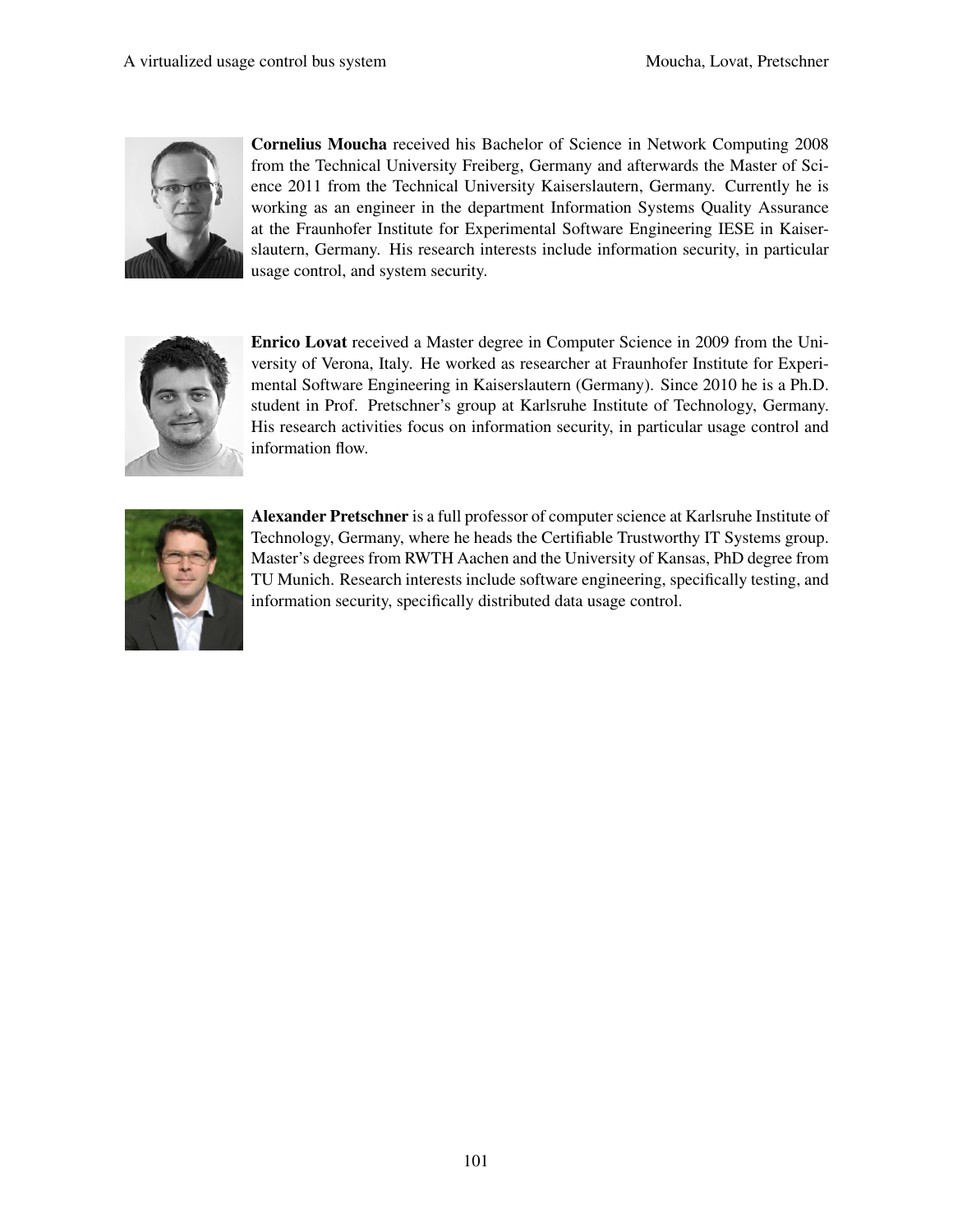**Cornelius Moucha** received his Bachelor of Science in Network Computing 2008 from the Technical University Freiberg, Germany and afterwards the Master of Science 2011 from the Technical University Kaiserslautern, Germany. Currently he is working as an engineer in the department Information Systems Quality Assurance at the Fraunhofer Institute for Experimental Software Engineering IESE in Kaiserslautern, Germany. His research interests include information security, in particular usage control, and system security.

**Enrico Lovat** received a Master degree in Computer Science in 2009 from the University of Verona, Italy. He worked as researcher at Fraunhofer Institute for Experimental Software Engineering in Kaiserslautern (Germany). Since 2010 he is a Ph.D. student in Prof. Pretschner's group at Karlsruhe Institute of Technology, Germany. His research activities focus on information security, in particular usage control and information flow.

**Alexander Pretschner** is a full professor of computer science at Karlsruhe Institute of Technology, Germany, where he heads the Certifiable Trustworthy IT Systems group. Master's degrees from RWTH Aachen and the University of Kansas, PhD degree from TU Munich. Research interests include software engineering, specifically testing, and information security, specifically distributed data usage control.